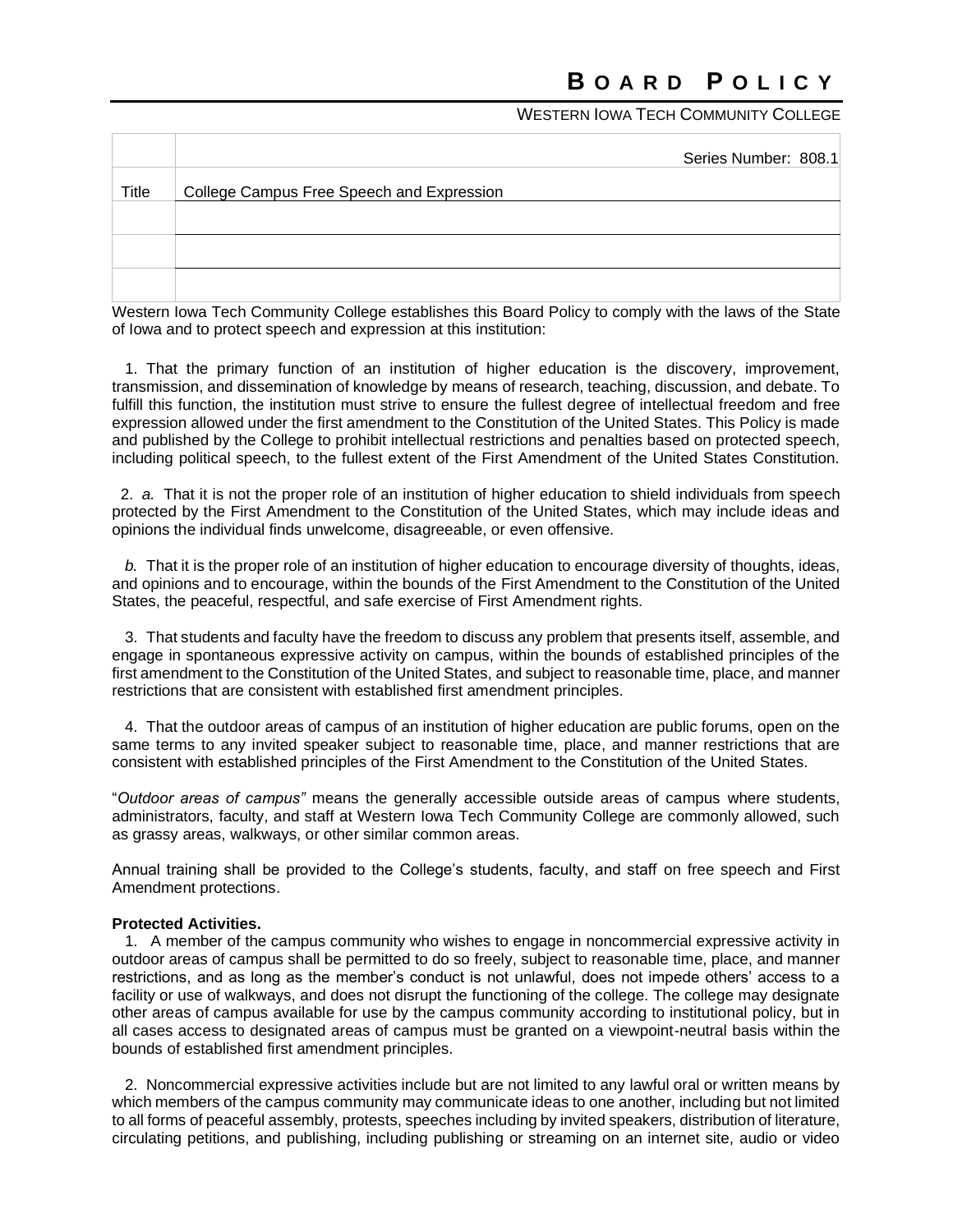# BOARD POLICY

WESTERN IOWA TECH COMMUNITY COLLEGE

| | Series Number: 808.1 |
|---|---|
| Title | College Campus Free Speech and Expression |
| | |
| | |
| | |

Western Iowa Tech Community College establishes this Board Policy to comply with the laws of the State of Iowa and to protect speech and expression at this institution:

1. That the primary function of an institution of higher education is the discovery, improvement, transmission, and dissemination of knowledge by means of research, teaching, discussion, and debate. To fulfill this function, the institution must strive to ensure the fullest degree of intellectual freedom and free expression allowed under the first amendment to the Constitution of the United States. This Policy is made and published by the College to prohibit intellectual restrictions and penalties based on protected speech, including political speech, to the fullest extent of the First Amendment of the United States Constitution.

2. *a.* That it is not the proper role of an institution of higher education to shield individuals from speech protected by the First Amendment to the Constitution of the United States, which may include ideas and opinions the individual finds unwelcome, disagreeable, or even offensive.

   *b.* That it is the proper role of an institution of higher education to encourage diversity of thoughts, ideas, and opinions and to encourage, within the bounds of the First Amendment to the Constitution of the United States, the peaceful, respectful, and safe exercise of First Amendment rights.

3. That students and faculty have the freedom to discuss any problem that presents itself, assemble, and engage in spontaneous expressive activity on campus, within the bounds of established principles of the first amendment to the Constitution of the United States, and subject to reasonable time, place, and manner restrictions that are consistent with established first amendment principles.

4. That the outdoor areas of campus of an institution of higher education are public forums, open on the same terms to any invited speaker subject to reasonable time, place, and manner restrictions that are consistent with established principles of the First Amendment to the Constitution of the United States.

"*Outdoor areas of campus"* means the generally accessible outside areas of campus where students, administrators, faculty, and staff at Western Iowa Tech Community College are commonly allowed, such as grassy areas, walkways, or other similar common areas.

Annual training shall be provided to the College's students, faculty, and staff on free speech and First Amendment protections.

**Protected Activities.**

1. A member of the campus community who wishes to engage in noncommercial expressive activity in outdoor areas of campus shall be permitted to do so freely, subject to reasonable time, place, and manner restrictions, and as long as the member's conduct is not unlawful, does not impede others' access to a facility or use of walkways, and does not disrupt the functioning of the college. The college may designate other areas of campus available for use by the campus community according to institutional policy, but in all cases access to designated areas of campus must be granted on a viewpoint-neutral basis within the bounds of established first amendment principles.

2. Noncommercial expressive activities include but are not limited to any lawful oral or written means by which members of the campus community may communicate ideas to one another, including but not limited to all forms of peaceful assembly, protests, speeches including by invited speakers, distribution of literature, circulating petitions, and publishing, including publishing or streaming on an internet site, audio or video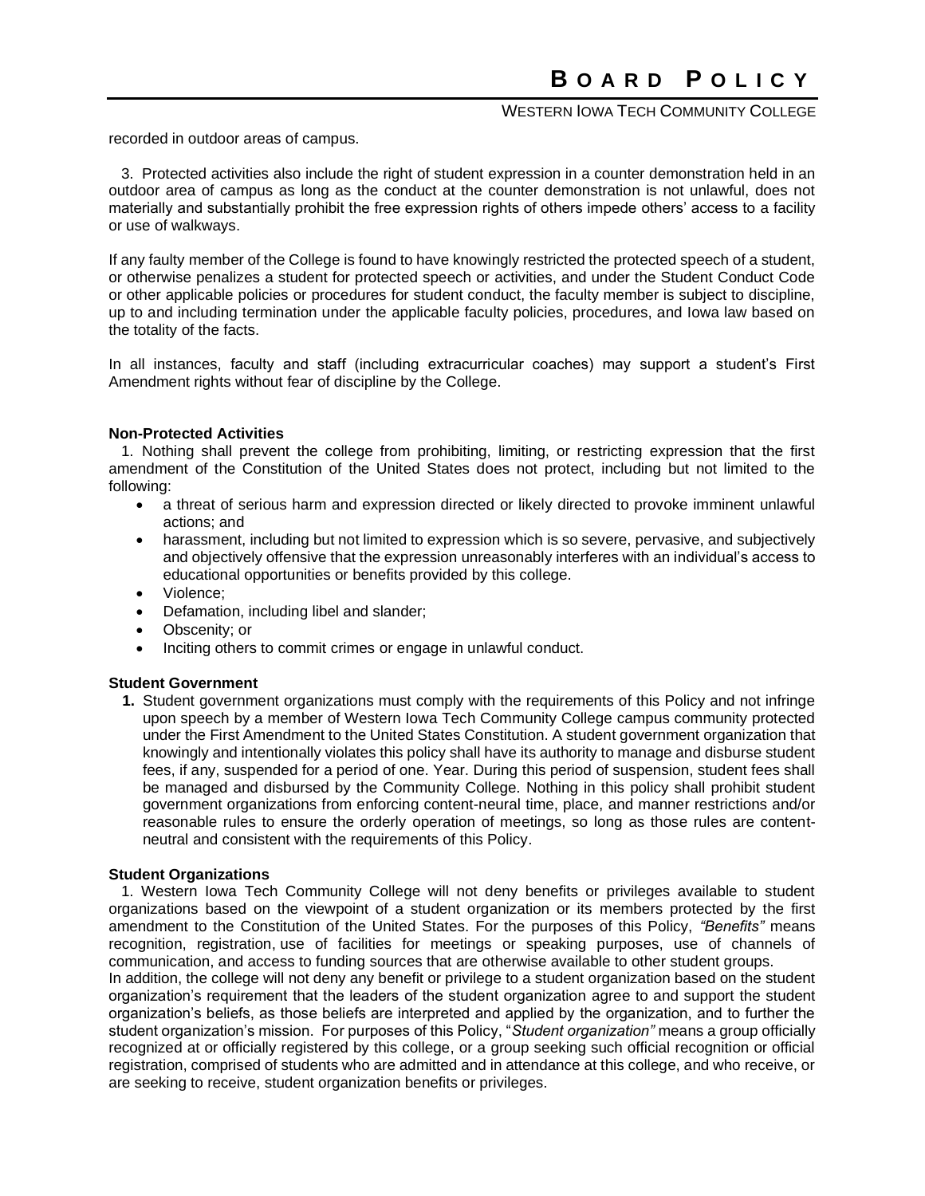recorded in outdoor areas of campus.

3. Protected activities also include the right of student expression in a counter demonstration held in an outdoor area of campus as long as the conduct at the counter demonstration is not unlawful, does not materially and substantially prohibit the free expression rights of others impede others' access to a facility or use of walkways.

If any faulty member of the College is found to have knowingly restricted the protected speech of a student, or otherwise penalizes a student for protected speech or activities, and under the Student Conduct Code or other applicable policies or procedures for student conduct, the faculty member is subject to discipline, up to and including termination under the applicable faculty policies, procedures, and Iowa law based on the totality of the facts.

In all instances, faculty and staff (including extracurricular coaches) may support a student's First Amendment rights without fear of discipline by the College.

**Non-Protected Activities**

1. Nothing shall prevent the college from prohibiting, limiting, or restricting expression that the first amendment of the Constitution of the United States does not protect, including but not limited to the following:
   - a threat of serious harm and expression directed or likely directed to provoke imminent unlawful actions; and
   - harassment, including but not limited to expression which is so severe, pervasive, and subjectively and objectively offensive that the expression unreasonably interferes with an individual's access to educational opportunities or benefits provided by this college.
   - Violence;
   - Defamation, including libel and slander;
   - Obscenity; or
   - Inciting others to commit crimes or engage in unlawful conduct.

**Student Government**

1. Student government organizations must comply with the requirements of this Policy and not infringe upon speech by a member of Western Iowa Tech Community College campus community protected under the First Amendment to the United States Constitution. A student government organization that knowingly and intentionally violates this policy shall have its authority to manage and disburse student fees, if any, suspended for a period of one. Year. During this period of suspension, student fees shall be managed and disbursed by the Community College. Nothing in this policy shall prohibit student government organizations from enforcing content-neural time, place, and manner restrictions and/or reasonable rules to ensure the orderly operation of meetings, so long as those rules are content-neutral and consistent with the requirements of this Policy.

**Student Organizations**

1. Western Iowa Tech Community College will not deny benefits or privileges available to student organizations based on the viewpoint of a student organization or its members protected by the first amendment to the Constitution of the United States. For the purposes of this Policy, *"Benefits"* means recognition, registration, use of facilities for meetings or speaking purposes, use of channels of communication, and access to funding sources that are otherwise available to other student groups.

In addition, the college will not deny any benefit or privilege to a student organization based on the student organization's requirement that the leaders of the student organization agree to and support the student organization's beliefs, as those beliefs are interpreted and applied by the organization, and to further the student organization's mission. For purposes of this Policy, "*Student organization"* means a group officially recognized at or officially registered by this college, or a group seeking such official recognition or official registration, comprised of students who are admitted and in attendance at this college, and who receive, or are seeking to receive, student organization benefits or privileges.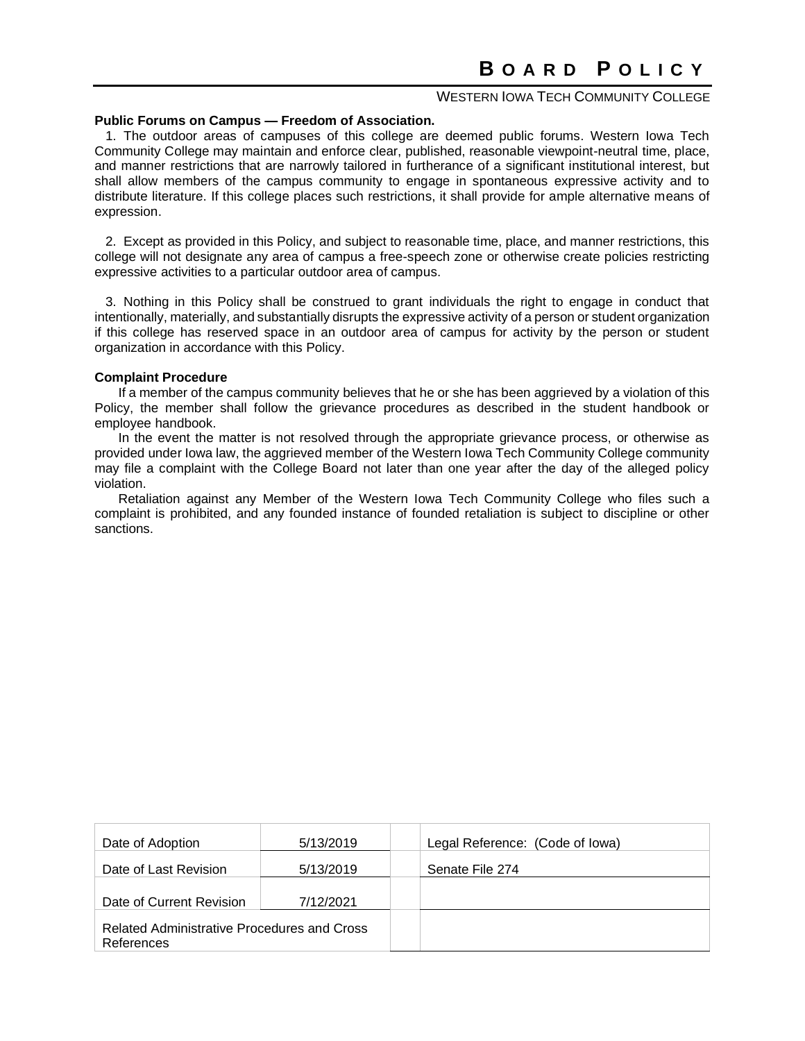# BOARD POLICY

WESTERN IOWA TECH COMMUNITY COLLEGE

**Public Forums on Campus — Freedom of Association.**

1. The outdoor areas of campuses of this college are deemed public forums. Western Iowa Tech Community College may maintain and enforce clear, published, reasonable viewpoint-neutral time, place, and manner restrictions that are narrowly tailored in furtherance of a significant institutional interest, but shall allow members of the campus community to engage in spontaneous expressive activity and to distribute literature. If this college places such restrictions, it shall provide for ample alternative means of expression.

2. Except as provided in this Policy, and subject to reasonable time, place, and manner restrictions, this college will not designate any area of campus a free-speech zone or otherwise create policies restricting expressive activities to a particular outdoor area of campus.

3. Nothing in this Policy shall be construed to grant individuals the right to engage in conduct that intentionally, materially, and substantially disrupts the expressive activity of a person or student organization if this college has reserved space in an outdoor area of campus for activity by the person or student organization in accordance with this Policy.

**Complaint Procedure**

If a member of the campus community believes that he or she has been aggrieved by a violation of this Policy, the member shall follow the grievance procedures as described in the student handbook or employee handbook.

In the event the matter is not resolved through the appropriate grievance process, or otherwise as provided under Iowa law, the aggrieved member of the Western Iowa Tech Community College community may file a complaint with the College Board not later than one year after the day of the alleged policy violation.

Retaliation against any Member of the Western Iowa Tech Community College who files such a complaint is prohibited, and any founded instance of founded retaliation is subject to discipline or other sanctions.

| | | | |
|---|---|---|---|
| Date of Adoption | 5/13/2019 | | Legal Reference: (Code of Iowa) |
| Date of Last Revision | 5/13/2019 | | Senate File 274 |
| Date of Current Revision | 7/12/2021 | | |
| Related Administrative Procedures and Cross References | | | |